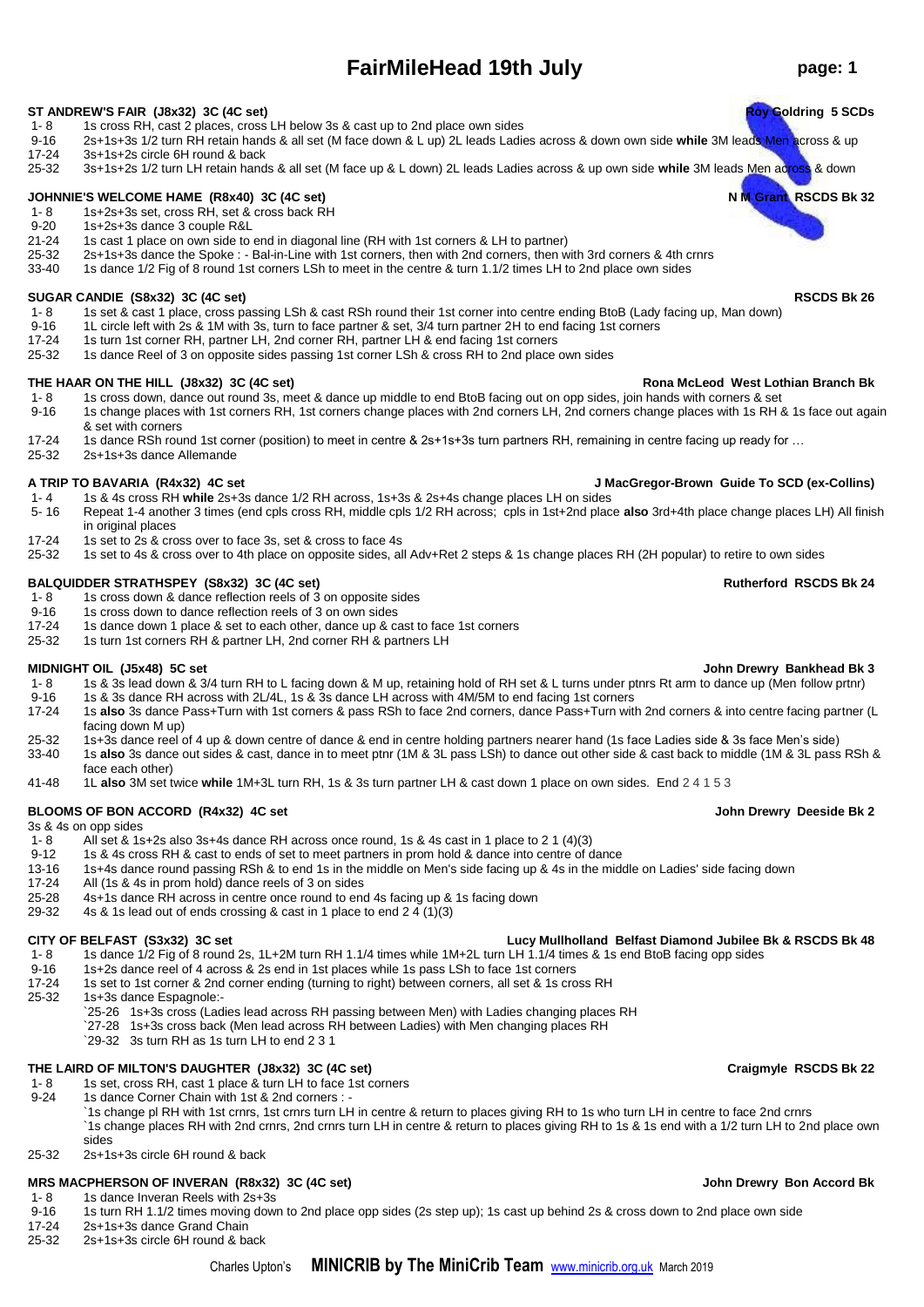# FairMileHead 19th July

**ST ANDREW'S FAIR (J8x32) 3C (4C set)** Roy Goldring 5 SCDs

- 1- 8 1s cross RH, cast 2 places, cross LH below 3s & cast up to 2nd place own sides
- 9-16 2s+1s+3s 1/2 turn RH retain hands & all set (M face down & L up) 2L leads Ladies across & down own side **while** 3M leads Men across & up
- 17-24 3s+1s+2s circle 6H round & back
- 25-32 3s+1s+2s 1/2 turn LH retain hands & all set (M face up & L down) 2L leads Ladies across & up own side **while** 3M leads Men across & down

**JOHNNIE'S WELCOME HAME (R8x40) 3C (4C set)** N M Grant RSCDS Bk 32

- 1- 8 1s+2s+3s set, cross RH, set & cross back RH
- 9-20 1s+2s+3s dance 3 couple R&L
- 21-24 1s cast 1 place on own side to end in diagonal line (RH with 1st corners & LH to partner)
- 25-32 2s+1s+3s dance the Spoke : - Bal-in-Line with 1st corners, then with 2nd corners, then with 3rd corners & 4th crnrs
- 33-40 1s dance 1/2 Fig of 8 round 1st corners LSh to meet in the centre & turn 1.1/2 times LH to 2nd place own sides

**SUGAR CANDIE (S8x32) 3C (4C set)** RSCDS Bk 26

- 1- 8 1s set & cast 1 place, cross passing LSh & cast RSh round their 1st corner into centre ending BtoB (Lady facing up, Man down)
- 9-16 1L circle left with 2s & 1M with 3s, turn to face partner & set, 3/4 turn partner 2H to end facing 1st corners
- 17-24 1s turn 1st corner RH, partner LH, 2nd corner RH, partner LH & end facing 1st corners
- 25-32 1s dance Reel of 3 on opposite sides passing 1st corner LSh & cross RH to 2nd place own sides

**THE HAAR ON THE HILL (J8x32) 3C (4C set)** Rona McLeod West Lothian Branch Bk

- 1- 8 1s cross down, dance out round 3s, meet & dance up middle to end BtoB facing out on opp sides, join hands with corners & set
- 9-16 1s change places with 1st corners RH, 1st corners change places with 2nd corners LH, 2nd corners change places with 1s RH & 1s face out again & set with corners
- 17-24 1s dance RSh round 1st corner (position) to meet in centre & 2s+1s+3s turn partners RH, remaining in centre facing up ready for …
- 25-32 2s+1s+3s dance Allemande

**A TRIP TO BAVARIA (R4x32) 4C set** J MacGregor-Brown Guide To SCD (ex-Collins)

- 1- 4 1s & 4s cross RH **while** 2s+3s dance 1/2 RH across, 1s+3s & 2s+4s change places LH on sides
- 5- 16 Repeat 1-4 another 3 times (end cpls cross RH, middle cpls 1/2 RH across; cpls in 1st+2nd place **also** 3rd+4th place change places LH) All finish in original places
- 17-24 1s set to 2s & cross over to face 3s, set & cross to face 4s
- 25-32 1s set to 4s & cross over to 4th place on opposite sides, all Adv+Ret 2 steps & 1s change places RH (2H popular) to retire to own sides

**BALQUIDDER STRATHSPEY (S8x32) 3C (4C set)** Rutherford RSCDS Bk 24

- 1- 8 1s cross down & dance reflection reels of 3 on opposite sides
- 9-16 1s cross down to dance reflection reels of 3 on own sides
- 17-24 1s dance down 1 place & set to each other, dance up & cast to face 1st corners
- 25-32 1s turn 1st corners RH & partner LH, 2nd corner RH & partners LH

**MIDNIGHT OIL (J5x48) 5C set** John Drewry Bankhead Bk 3

- 1- 8 1s & 3s lead down & 3/4 turn RH to L facing down & M up, retaining hold of RH set & L turns under ptnrs Rt arm to dance up (Men follow prtnr)
- 9-16 1s & 3s dance RH across with 2L/4L, 1s & 3s dance LH across with 4M/5M to end facing 1st corners
- 17-24 1s **also** 3s dance Pass+Turn with 1st corners & pass RSh to face 2nd corners, dance Pass+Turn with 2nd corners & into centre facing partner (L facing down M up)
- 25-32 1s+3s dance reel of 4 up & down centre of dance & end in centre holding partners nearer hand (1s face Ladies side & 3s face Men's side)
- 33-40 1s **also** 3s dance out sides & cast, dance in to meet ptnr (1M & 3L pass LSh) to dance out other side & cast back to middle (1M & 3L pass RSh & face each other)
- 41-48 1L **also** 3M set twice **while** 1M+3L turn RH, 1s & 3s turn partner LH & cast down 1 place on own sides. End 2 4 1 5 3

**BLOOMS OF BON ACCORD (R4x32) 4C set** John Drewry Deeside Bk 2

3s & 4s on opp sides

- 1- 8 All set & 1s+2s also 3s+4s dance RH across once round, 1s & 4s cast in 1 place to 2 1 (4)(3)
- 9-12 1s & 4s cross RH & cast to ends of set to meet partners in prom hold & dance into centre of dance
- 13-16 1s+4s dance round passing RSh & to end 1s in the middle on Men's side facing up & 4s in the middle on Ladies' side facing down
- 17-24 All (1s & 4s in prom hold) dance reels of 3 on sides
- 25-28 4s+1s dance RH across in centre once round to end 4s facing up & 1s facing down
- 29-32 4s & 1s lead out of ends crossing & cast in 1 place to end 2 4 (1)(3)

**CITY OF BELFAST (S3x32) 3C set** Lucy Mullholland Belfast Diamond Jubilee Bk & RSCDS Bk 48

- 1- 8 1s dance 1/2 Fig of 8 round 2s, 1L+2M turn RH 1.1/4 times while 1M+2L turn LH 1.1/4 times & 1s end BtoB facing opp sides
- 9-16 1s+2s dance reel of 4 across & 2s end in 1st places while 1s pass LSh to face 1st corners
- 17-24 1s set to 1st corner & 2nd corner ending (turning to right) between corners, all set & 1s cross RH
- 25-32 1s+3s dance Espagnole:-
  - `25-26 1s+3s cross (Ladies lead across RH passing between Men) with Ladies changing places RH
  - `27-28 1s+3s cross back (Men lead across RH between Ladies) with Men changing places RH
  - `29-32 3s turn RH as 1s turn LH to end 2 3 1

**THE LAIRD OF MILTON'S DAUGHTER (J8x32) 3C (4C set)** Craigmyle RSCDS Bk 22

- 1- 8 1s set, cross RH, cast 1 place & turn LH to face 1st corners
- 9-24 1s dance Corner Chain with 1st & 2nd corners : -
  - `1s change pl RH with 1st crnrs, 1st crnrs turn LH in centre & return to places giving RH to 1s who turn LH in centre to face 2nd crnrs
  - `1s change places RH with 2nd crnrs, 2nd crnrs turn LH in centre & return to places giving RH to 1s & 1s end with a 1/2 turn LH to 2nd place own sides
- 25-32 2s+1s+3s circle 6H round & back

**MRS MACPHERSON OF INVERAN (R8x32) 3C (4C set)** John Drewry Bon Accord Bk

- 1- 8 1s dance Inveran Reels with 2s+3s
- 9-16 1s turn RH 1.1/2 times moving down to 2nd place opp sides (2s step up); 1s cast up behind 2s & cross down to 2nd place own side
- 17-24 2s+1s+3s dance Grand Chain
- 25-32 2s+1s+3s circle 6H round & back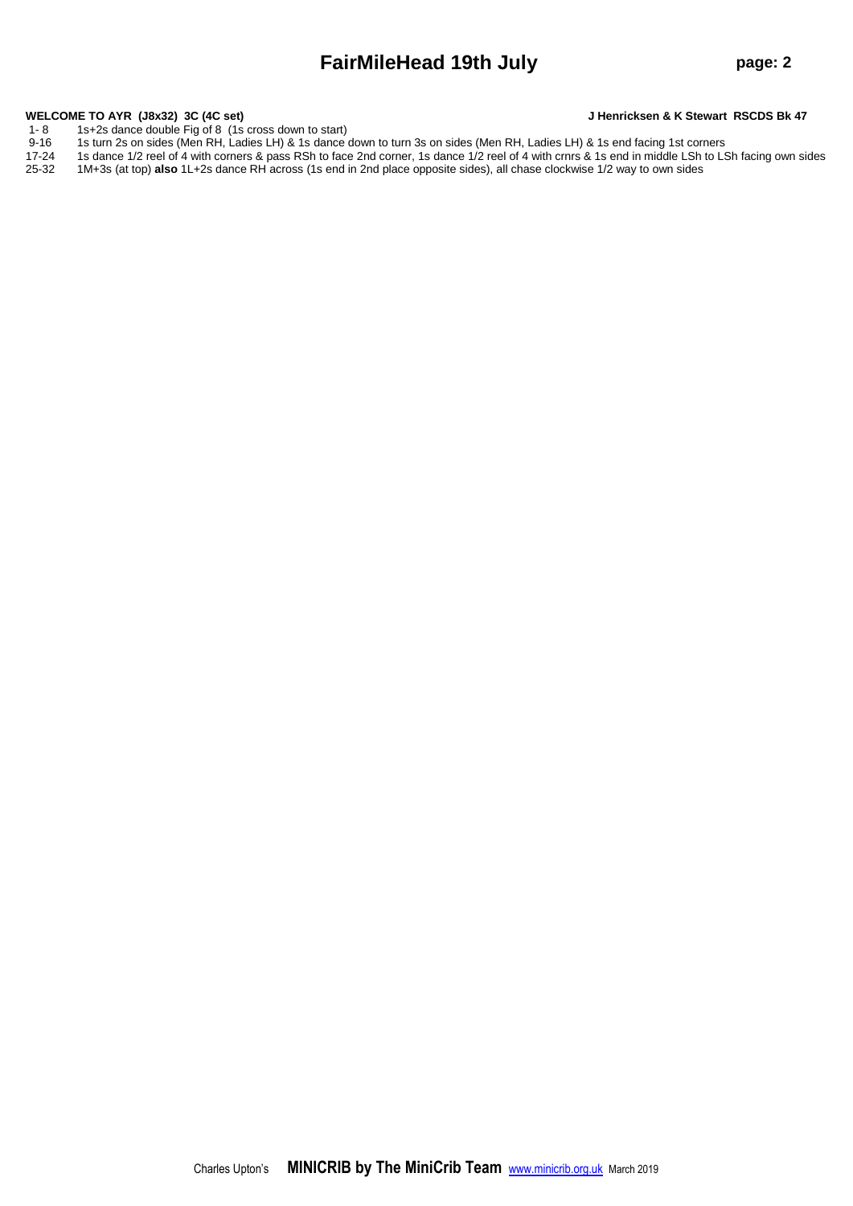**WELCOME TO AYR (J8x32) 3C (4C set)** **J Henricksen & K Stewart RSCDS Bk 47**

| | |
|---|---|
| 1- 8 | 1s+2s dance double Fig of 8 (1s cross down to start) |
| 9-16 | 1s turn 2s on sides (Men RH, Ladies LH) & 1s dance down to turn 3s on sides (Men RH, Ladies LH) & 1s end facing 1st corners |
| 17-24 | 1s dance 1/2 reel of 4 with corners & pass RSh to face 2nd corner, 1s dance 1/2 reel of 4 with crnrs & 1s end in middle LSh to LSh facing own sides |
| 25-32 | 1M+3s (at top) **also** 1L+2s dance RH across (1s end in 2nd place opposite sides), all chase clockwise 1/2 way to own sides |